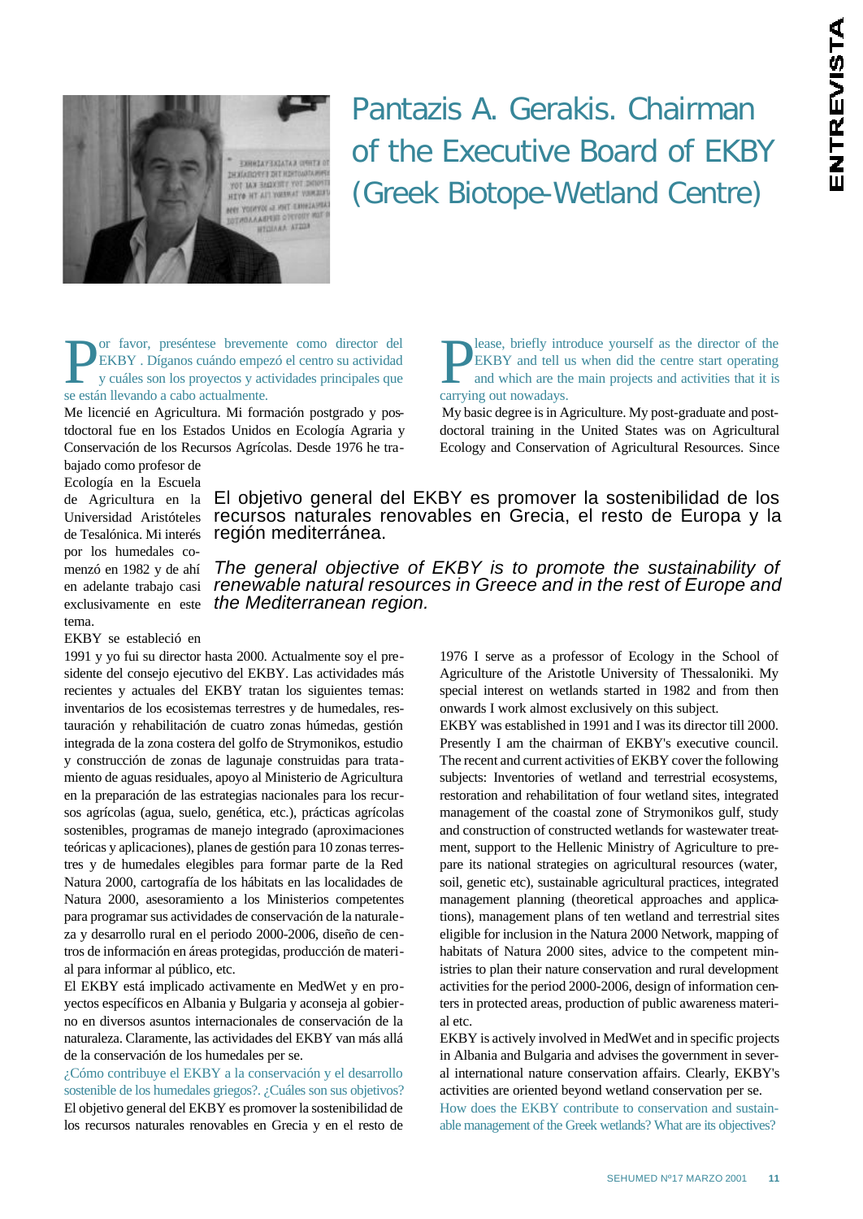# Pantazis A. Gerakis. Chairman of the Executive Board of EKBY (Greek Biotope-Wetland Centre)

**Por favor, preséntese brevemente como director del EKBY . Díganos cuándo empezó el centro su actividad y cuáles son los proyectos y actividades principales que se están llevando a cabo actualmente.**

Me licencié en Agricultura. Mi formación postgrado y postdoctoral fue en los Estados Unidos en Ecología Agraria y Conservación de los Recursos Agrícolas. Desde 1976 he trabajado como profesor de Ecología en la Escuela de Agricultura en la Universidad Aristóteles de Tesalónica. Mi interés por los humedales comenzó en 1982 y de ahí en adelante trabajo casi exclusivamente en este tema.

EKBY se estableció en 1991 y yo fui su director hasta 2000. Actualmente soy el presidente del consejo ejecutivo del EKBY. Las actividades más recientes y actuales del EKBY tratan los siguientes temas: inventarios de los ecosistemas terrestres y de humedales, restauración y rehabilitación de cuatro zonas húmedas, gestión integrada de la zona costera del golfo de Strymonikos, estudio y construcción de zonas de lagunaje construidas para tratamiento de aguas residuales, apoyo al Ministerio de Agricultura en la preparación de las estrategias nacionales para los recursos agrícolas (agua, suelo, genética, etc.), prácticas agrícolas sostenibles, programas de manejo integrado (aproximaciones teóricas y aplicaciones), planes de gestión para 10 zonas terrestres y de humedales elegibles para formar parte de la Red Natura 2000, cartografía de los hábitats en las localidades de Natura 2000, asesoramiento a los Ministerios competentes para programar sus actividades de conservación de la naturaleza y desarrollo rural en el periodo 2000-2006, diseño de centros de información en áreas protegidas, producción de material para informar al público, etc.

El EKBY está implicado activamente en MedWet y en proyectos específicos en Albania y Bulgaria y aconseja al gobierno en diversos asuntos internacionales de conservación de la naturaleza. Claramente, las actividades del EKBY van más allá de la conservación de los humedales per se.

**¿Cómo contribuye el EKBY a la conservación y el desarrollo sostenible de los humedales griegos?. ¿Cuáles son sus objetivos?**

El objetivo general del EKBY es promover la sostenibilidad de los recursos naturales renovables en Grecia y en el resto de

> El objetivo general del EKBY es promover la sostenibilidad de los recursos naturales renovables en Grecia, el resto de Europa y la región mediterránea.
>
> *The general objective of EKBY is to promote the sustainability of renewable natural resources in Greece and in the rest of Europe and the Mediterranean region.*

**Please, briefly introduce yourself as the director of the EKBY and tell us when did the centre start operating and which are the main projects and activities that it is carrying out nowadays.**

My basic degree is in Agriculture. My post-graduate and postdoctoral training in the United States was on Agricultural Ecology and Conservation of Agricultural Resources. Since 1976 I serve as a professor of Ecology in the School of Agriculture of the Aristotle University of Thessaloniki. My special interest on wetlands started in 1982 and from then onwards I work almost exclusively on this subject.

EKBY was established in 1991 and I was its director till 2000. Presently I am the chairman of EKBY's executive council. The recent and current activities of EKBY cover the following subjects: Inventories of wetland and terrestrial ecosystems, restoration and rehabilitation of four wetland sites, integrated management of the coastal zone of Strymonikos gulf, study and construction of constructed wetlands for wastewater treatment, support to the Hellenic Ministry of Agriculture to prepare its national strategies on agricultural resources (water, soil, genetic etc), sustainable agricultural practices, integrated management planning (theoretical approaches and applications), management plans of ten wetland and terrestrial sites eligible for inclusion in the Natura 2000 Network, mapping of habitats of Natura 2000 sites, advice to the competent ministries to plan their nature conservation and rural development activities for the period 2000-2006, design of information centers in protected areas, production of public awareness material etc.

EKBY is actively involved in MedWet and in specific projects in Albania and Bulgaria and advises the government in several international nature conservation affairs. Clearly, EKBY's activities are oriented beyond wetland conservation per se.

**How does the EKBY contribute to conservation and sustainable management of the Greek wetlands? What are its objectives?**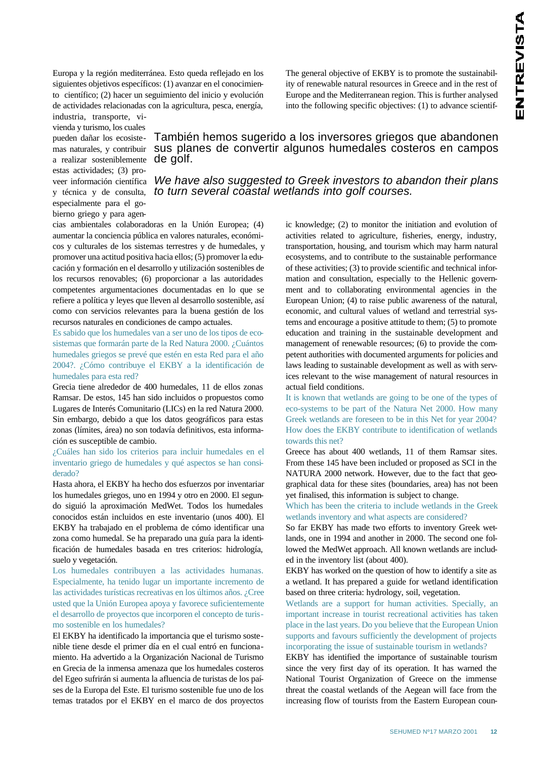Europa y la región mediterránea. Esto queda reflejado en los siguientes objetivos específicos: (1) avanzar en el conocimiento científico; (2) hacer un seguimiento del inicio y evolución de actividades relacionadas con la agricultura, pesca, energía, industria, transporte, vivienda y turismo, los cuales pueden dañar los ecosistemas naturales, y contribuir a realizar sosteniblemente estas actividades; (3) proveer información científica y técnica y de consulta, especialmente para el gobierno griego y para agencias ambientales colaboradoras en la Unión Europea; (4) aumentar la conciencia pública en valores naturales, económicos y culturales de los sistemas terrestres y de humedales, y promover una actitud positiva hacia ellos; (5) promover la educación y formación en el desarrollo y utilización sostenibles de los recursos renovables; (6) proporcionar a las autoridades competentes argumentaciones documentadas en lo que se refiere a política y leyes que lleven al desarrollo sostenible, así como con servicios relevantes para la buena gestión de los recursos naturales en condiciones de campo actuales.

Es sabido que los humedales van a ser uno de los tipos de ecosistemas que formarán parte de la Red Natura 2000. ¿Cuántos humedales griegos se prevé que estén en esta Red para el año 2004?. ¿Cómo contribuye el EKBY a la identificación de humedales para esta red?

Grecia tiene alrededor de 400 humedales, 11 de ellos zonas Ramsar. De estos, 145 han sido incluidos o propuestos como Lugares de Interés Comunitario (LICs) en la red Natura 2000. Sin embargo, debido a que los datos geográficos para estas zonas (límites, área) no son todavía definitivos, esta información es susceptible de cambio.

¿Cuáles han sido los criterios para incluir humedales en el inventario griego de humedales y qué aspectos se han considerado?

Hasta ahora, el EKBY ha hecho dos esfuerzos por inventariar los humedales griegos, uno en 1994 y otro en 2000. El segundo siguió la aproximación MedWet. Todos los humedales conocidos están incluidos en este inventario (unos 400). El EKBY ha trabajado en el problema de cómo identificar una zona como humedal. Se ha preparado una guía para la identificación de humedales basada en tres criterios: hidrología, suelo y vegetación.

Los humedales contribuyen a las actividades humanas. Especialmente, ha tenido lugar un importante incremento de las actividades turísticas recreativas en los últimos años. ¿Cree usted que la Unión Europea apoya y favorece suficientemente el desarrollo de proyectos que incorporen el concepto de turismo sostenible en los humedales?

El EKBY ha identificado la importancia que el turismo sostenible tiene desde el primer día en el cual entró en funcionamiento. Ha advertido a la Organización Nacional de Turismo en Grecia de la inmensa amenaza que los humedales costeros del Egeo sufrirán si aumenta la afluencia de turistas de los países de la Europa del Este. El turismo sostenible fue uno de los temas tratados por el EKBY en el marco de dos proyectos

*También hemos sugerido a los inversores griegos que abandonen sus planes de convertir algunos humedales costeros en campos de golf.*

*We have also suggested to Greek investors to abandon their plans to turn several coastal wetlands into golf courses.*

The general objective of EKBY is to promote the sustainability of renewable natural resources in Greece and in the rest of Europe and the Mediterranean region. This is further analysed into the following specific objectives: (1) to advance scientific knowledge; (2) to monitor the initiation and evolution of activities related to agriculture, fisheries, energy, industry, transportation, housing, and tourism which may harm natural ecosystems, and to contribute to the sustainable performance of these activities; (3) to provide scientific and technical information and consultation, especially to the Hellenic government and to collaborating environmental agencies in the European Union; (4) to raise public awareness of the natural, economic, and cultural values of wetland and terrestrial systems and encourage a positive attitude to them; (5) to promote education and training in the sustainable development and management of renewable resources; (6) to provide the competent authorities with documented arguments for policies and laws leading to sustainable development as well as with services relevant to the wise management of natural resources in actual field conditions.

It is known that wetlands are going to be one of the types of eco-systems to be part of the Natura Net 2000. How many Greek wetlands are foreseen to be in this Net for year 2004? How does the EKBY contribute to identification of wetlands towards this net?

Greece has about 400 wetlands, 11 of them Ramsar sites. From these 145 have been included or proposed as SCI in the NATURA 2000 network. However, due to the fact that geographical data for these sites (boundaries, area) has not been yet finalised, this information is subject to change.

Which has been the criteria to include wetlands in the Greek wetlands inventory and what aspects are considered?

So far EKBY has made two efforts to inventory Greek wetlands, one in 1994 and another in 2000. The second one followed the MedWet approach. All known wetlands are included in the inventory list (about 400).

EKBY has worked on the question of how to identify a site as a wetland. It has prepared a guide for wetland identification based on three criteria: hydrology, soil, vegetation.

Wetlands are a support for human activities. Specially, an important increase in tourist recreational activities has taken place in the last years. Do you believe that the European Union supports and favours sufficiently the development of projects incorporating the issue of sustainable tourism in wetlands?

EKBY has identified the importance of sustainable tourism since the very first day of its operation. It has warned the National Tourist Organization of Greece on the immense threat the coastal wetlands of the Aegean will face from the increasing flow of tourists from the Eastern European coun-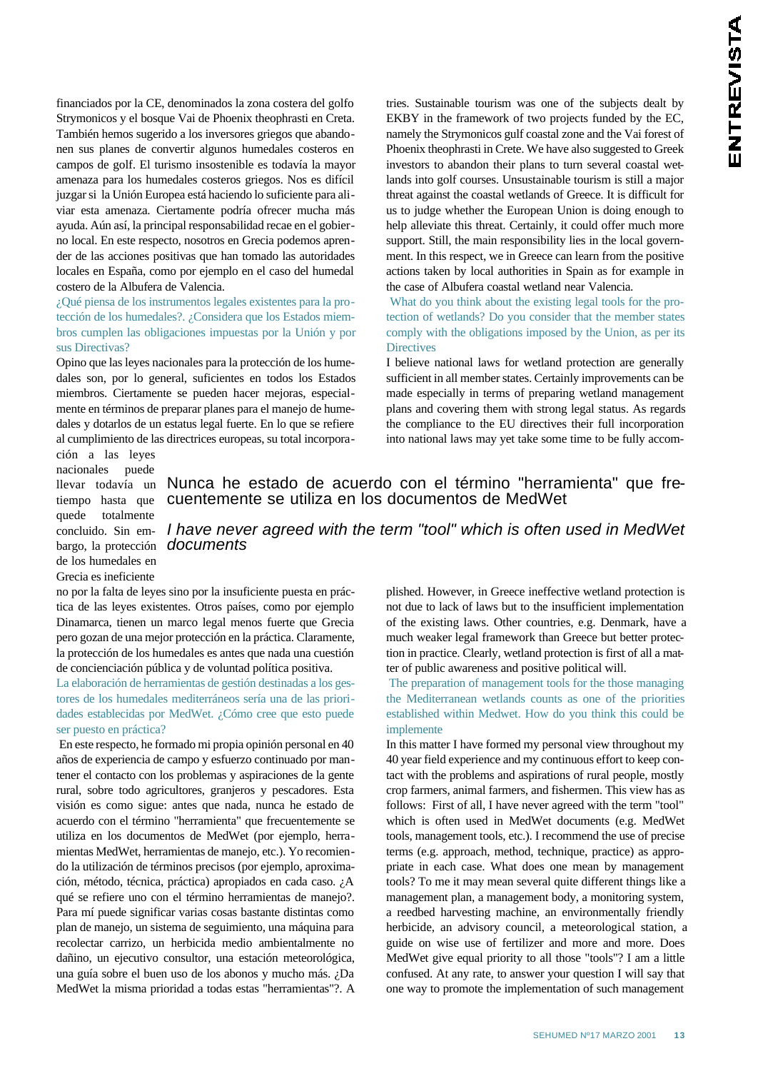financiados por la CE, denominados la zona costera del golfo Strymonicos y el bosque Vai de Phoenix theophrasti en Creta. También hemos sugerido a los inversores griegos que abandonen sus planes de convertir algunos humedales costeros en campos de golf. El turismo insostenible es todavía la mayor amenaza para los humedales costeros griegos. Nos es difícil juzgar si la Unión Europea está haciendo lo suficiente para aliviar esta amenaza. Ciertamente podría ofrecer mucha más ayuda. Aún así, la principal responsabilidad recae en el gobierno local. En este respecto, nosotros en Grecia podemos aprender de las acciones positivas que han tomado las autoridades locales en España, como por ejemplo en el caso del humedal costero de la Albufera de Valencia.

¿Qué piensa de los instrumentos legales existentes para la protección de los humedales?. ¿Considera que los Estados miembros cumplen las obligaciones impuestas por la Unión y por sus Directivas?

Opino que las leyes nacionales para la protección de los humedales son, por lo general, suficientes en todos los Estados miembros. Ciertamente se pueden hacer mejoras, especialmente en términos de preparar planes para el manejo de humedales y dotarlos de un estatus legal fuerte. En lo que se refiere al cumplimiento de las directrices europeas, su total incorporación a las leyes nacionales puede llevar todavía un tiempo hasta que quede totalmente concluido. Sin embargo, la protección de los humedales en Grecia es ineficiente no por la falta de leyes sino por la insuficiente puesta en práctica de las leyes existentes. Otros países, como por ejemplo Dinamarca, tienen un marco legal menos fuerte que Grecia pero gozan de una mejor protección en la práctica. Claramente, la protección de los humedales es antes que nada una cuestión de concienciación pública y de voluntad política positiva.

La elaboración de herramientas de gestión destinadas a los gestores de los humedales mediterráneos sería una de las prioridades establecidas por MedWet. ¿Cómo cree que esto puede ser puesto en práctica?

En este respecto, he formado mi propia opinión personal en 40 años de experiencia de campo y esfuerzo continuado por mantener el contacto con los problemas y aspiraciones de la gente rural, sobre todo agricultores, granjeros y pescadores. Esta visión es como sigue: antes que nada, nunca he estado de acuerdo con el término "herramienta" que frecuentemente se utiliza en los documentos de MedWet (por ejemplo, herramientas MedWet, herramientas de manejo, etc.). Yo recomiendo la utilización de términos precisos (por ejemplo, aproximación, método, técnica, práctica) apropiados en cada caso. ¿A qué se refiere uno con el término herramientas de manejo?. Para mí puede significar varias cosas bastante distintas como plan de manejo, un sistema de seguimiento, una máquina para recolectar carrizo, un herbicida medio ambientalmente no dañino, un ejecutivo consultor, una estación meteorológica, una guía sobre el buen uso de los abonos y mucho más. ¿Da MedWet la misma prioridad a todas estas "herramientas"?. A

**Nunca he estado de acuerdo con el término "herramienta" que frecuentemente se utiliza en los documentos de MedWet**

***I have never agreed with the term "tool" which is often used in MedWet documents***

tries. Sustainable tourism was one of the subjects dealt by EKBY in the framework of two projects funded by the EC, namely the Strymonicos gulf coastal zone and the Vai forest of Phoenix theophrasti in Crete. We have also suggested to Greek investors to abandon their plans to turn several coastal wetlands into golf courses. Unsustainable tourism is still a major threat against the coastal wetlands of Greece. It is difficult for us to judge whether the European Union is doing enough to help alleviate this threat. Certainly, it could offer much more support. Still, the main responsibility lies in the local government. In this respect, we in Greece can learn from the positive actions taken by local authorities in Spain as for example in the case of Albufera coastal wetland near Valencia.

What do you think about the existing legal tools for the protection of wetlands? Do you consider that the member states comply with the obligations imposed by the Union, as per its Directives

I believe national laws for wetland protection are generally sufficient in all member states. Certainly improvements can be made especially in terms of preparing wetland management plans and covering them with strong legal status. As regards the compliance to the EU directives their full incorporation into national laws may yet take some time to be fully accomplished. However, in Greece ineffective wetland protection is not due to lack of laws but to the insufficient implementation of the existing laws. Other countries, e.g. Denmark, have a much weaker legal framework than Greece but better protection in practice. Clearly, wetland protection is first of all a matter of public awareness and positive political will.

The preparation of management tools for the those managing the Mediterranean wetlands counts as one of the priorities established within Medwet. How do you think this could be implemente

In this matter I have formed my personal view throughout my 40 year field experience and my continuous effort to keep contact with the problems and aspirations of rural people, mostly crop farmers, animal farmers, and fishermen. This view has as follows: First of all, I have never agreed with the term "tool" which is often used in MedWet documents (e.g. MedWet tools, management tools, etc.). I recommend the use of precise terms (e.g. approach, method, technique, practice) as appropriate in each case. What does one mean by management tools? To me it may mean several quite different things like a management plan, a management body, a monitoring system, a reedbed harvesting machine, an environmentally friendly herbicide, an advisory council, a meteorological station, a guide on wise use of fertilizer and more and more. Does MedWet give equal priority to all those "tools"? I am a little confused. At any rate, to answer your question I will say that one way to promote the implementation of such management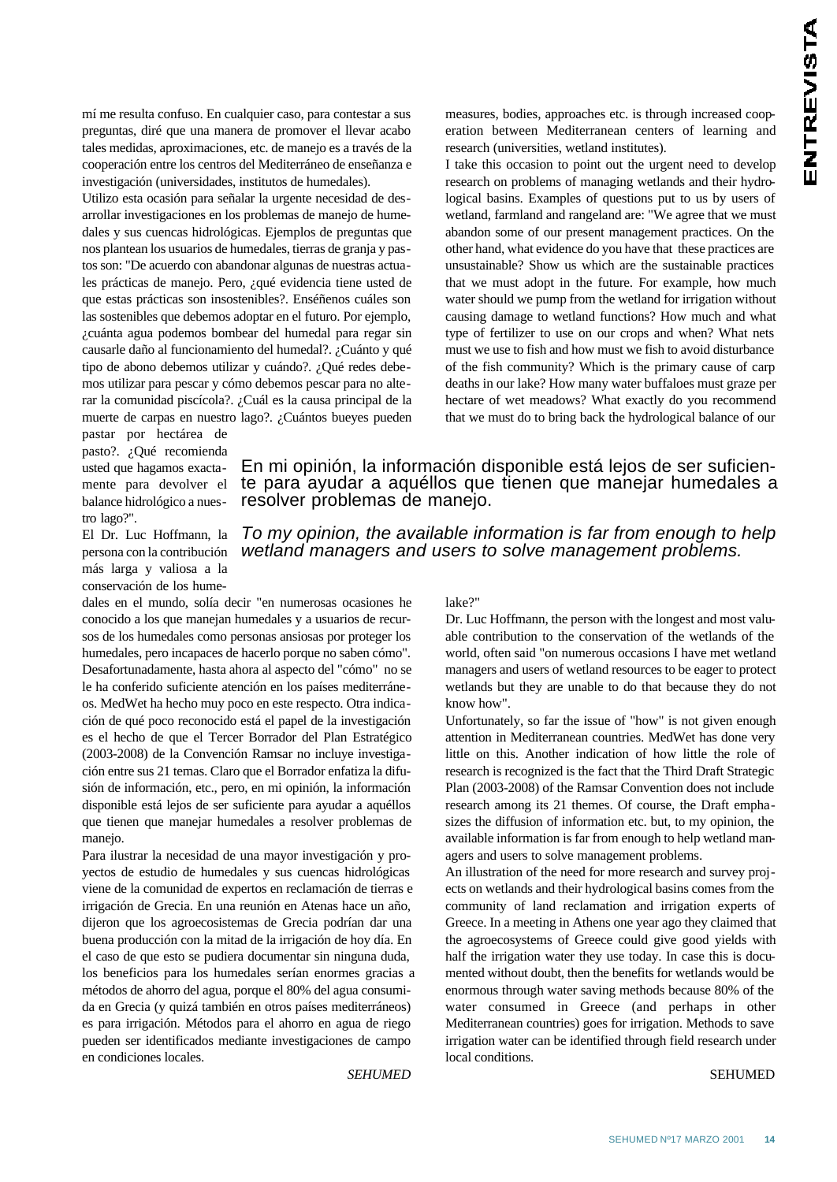mí me resulta confuso. En cualquier caso, para contestar a sus preguntas, diré que una manera de promover el llevar acabo tales medidas, aproximaciones, etc. de manejo es a través de la cooperación entre los centros del Mediterráneo de enseñanza e investigación (universidades, institutos de humedales).

Utilizo esta ocasión para señalar la urgente necesidad de desarrollar investigaciones en los problemas de manejo de humedales y sus cuencas hidrológicas. Ejemplos de preguntas que nos plantean los usuarios de humedales, tierras de granja y pastos son: "De acuerdo con abandonar algunas de nuestras actuales prácticas de manejo. Pero, ¿qué evidencia tiene usted de que estas prácticas son insostenibles?. Enséñenos cuáles son las sostenibles que debemos adoptar en el futuro. Por ejemplo, ¿cuánta agua podemos bombear del humedal para regar sin causarle daño al funcionamiento del humedal?. ¿Cuánto y qué tipo de abono debemos utilizar y cuándo?. ¿Qué redes debemos utilizar para pescar y cómo debemos pescar para no alterar la comunidad piscícola?. ¿Cuál es la causa principal de la muerte de carpas en nuestro lago?. ¿Cuántos bueyes pueden pastar por hectárea de pasto?. ¿Qué recomienda usted que hagamos exactamente para devolver el balance hidrológico a nuestro lago?".

El Dr. Luc Hoffmann, la persona con la contribución más larga y valiosa a la conservación de los humedales en el mundo, solía decir "en numerosas ocasiones he conocido a los que manejan humedales y a usuarios de recursos de los humedales como personas ansiosas por proteger los humedales, pero incapaces de hacerlo porque no saben cómo". Desafortunadamente, hasta ahora al aspecto del "cómo" no se le ha conferido suficiente atención en los países mediterráneos. MedWet ha hecho muy poco en este respecto. Otra indicación de qué poco reconocido está el papel de la investigación es el hecho de que el Tercer Borrador del Plan Estratégico (2003-2008) de la Convención Ramsar no incluye investigación entre sus 21 temas. Claro que el Borrador enfatiza la difusión de información, etc., pero, en mi opinión, la información disponible está lejos de ser suficiente para ayudar a aquéllos que tienen que manejar humedales a resolver problemas de manejo.

Para ilustrar la necesidad de una mayor investigación y proyectos de estudio de humedales y sus cuencas hidrológicas viene de la comunidad de expertos en reclamación de tierras e irrigación de Grecia. En una reunión en Atenas hace un año, dijeron que los agroecosistemas de Grecia podrían dar una buena producción con la mitad de la irrigación de hoy día. En el caso de que esto se pudiera documentar sin ninguna duda, los beneficios para los humedales serían enormes gracias a métodos de ahorro del agua, porque el 80% del agua consumida en Grecia (y quizá también en otros países mediterráneos) es para irrigación. Métodos para el ahorro en agua de riego pueden ser identificados mediante investigaciones de campo en condiciones locales.

*SEHUMED*

> En mi opinión, la información disponible está lejos de ser suficiente para ayudar a aquéllos que tienen que manejar humedales a resolver problemas de manejo.
>
> *To my opinion, the available information is far from enough to help wetland managers and users to solve management problems.*

measures, bodies, approaches etc. is through increased cooperation between Mediterranean centers of learning and research (universities, wetland institutes).

I take this occasion to point out the urgent need to develop research on problems of managing wetlands and their hydrological basins. Examples of questions put to us by users of wetland, farmland and rangeland are: "We agree that we must abandon some of our present management practices. On the other hand, what evidence do you have that these practices are unsustainable? Show us which are the sustainable practices that we must adopt in the future. For example, how much water should we pump from the wetland for irrigation without causing damage to wetland functions? How much and what type of fertilizer to use on our crops and when? What nets must we use to fish and how must we fish to avoid disturbance of the fish community? Which is the primary cause of carp deaths in our lake? How many water buffaloes must graze per hectare of wet meadows? What exactly do you recommend that we must do to bring back the hydrological balance of our lake?"

Dr. Luc Hoffmann, the person with the longest and most valuable contribution to the conservation of the wetlands of the world, often said "on numerous occasions I have met wetland managers and users of wetland resources to be eager to protect wetlands but they are unable to do that because they do not know how".

Unfortunately, so far the issue of "how" is not given enough attention in Mediterranean countries. MedWet has done very little on this. Another indication of how little the role of research is recognized is the fact that the Third Draft Strategic Plan (2003-2008) of the Ramsar Convention does not include research among its 21 themes. Of course, the Draft emphasizes the diffusion of information etc. but, to my opinion, the available information is far from enough to help wetland managers and users to solve management problems.

An illustration of the need for more research and survey projects on wetlands and their hydrological basins comes from the community of land reclamation and irrigation experts of Greece. In a meeting in Athens one year ago they claimed that the agroecosystems of Greece could give good yields with half the irrigation water they use today. In case this is documented without doubt, then the benefits for wetlands would be enormous through water saving methods because 80% of the water consumed in Greece (and perhaps in other Mediterranean countries) goes for irrigation. Methods to save irrigation water can be identified through field research under local conditions.

SEHUMED